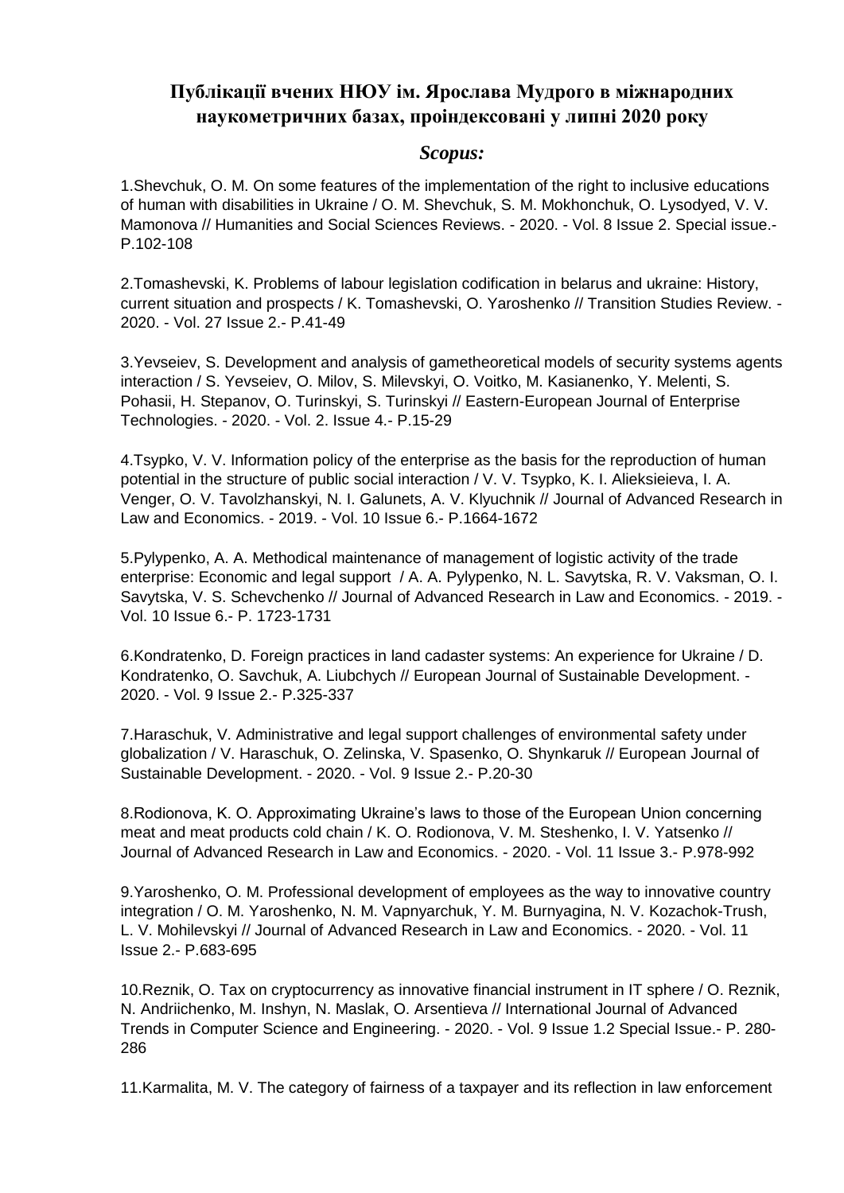# Публікації вчених НЮУ ім. Ярослава Мудрого в міжнародних наукометричних базах, проіндексовані у липні 2020 року

## *Scopus:*

1.Shevchuk, O. M. On some features of the implementation of the right to inclusive educations of human with disabilities in Ukraine / O. M. Shevchuk, S. M. Mokhonchuk, O. Lysodyed, V. V. Mamonova // Humanities and Social Sciences Reviews. - 2020. - Vol. 8 Issue 2. Special issue.- P.102-108

2.Tomashevski, K. Problems of labour legislation codification in belarus and ukraine: History, current situation and prospects / K. Tomashevski, O. Yaroshenko // Transition Studies Review. - 2020. - Vol. 27 Issue 2.- P.41-49

3.Yevseiev, S. Development and analysis of gametheoretical models of security systems agents interaction / S. Yevseiev, O. Milov, S. Milevskyi, O. Voitko, M. Kasianenko, Y. Melenti, S. Pohasii, H. Stepanov, O. Turinskyi, S. Turinskyi // Eastern-European Journal of Enterprise Technologies. - 2020. - Vol. 2. Issue 4.- P.15-29

4.Tsypko, V. V. Information policy of the enterprise as the basis for the reproduction of human potential in the structure of public social interaction / V. V. Tsypko, K. I. Alieksieieva, I. A. Venger, O. V. Tavolzhanskyi, N. I. Galunets, A. V. Klyuchnik // Journal of Advanced Research in Law and Economics. - 2019. - Vol. 10 Issue 6.- P.1664-1672

5.Pylypenko, A. A. Methodical maintenance of management of logistic activity of the trade enterprise: Economic and legal support / A. A. Pylypenko, N. L. Savytska, R. V. Vaksman, O. I. Savytska, V. S. Schevchenko // Journal of Advanced Research in Law and Economics. - 2019. - Vol. 10 Issue 6.- P. 1723-1731

6.Kondratenko, D. Foreign practices in land cadaster systems: An experience for Ukraine / D. Kondratenko, O. Savchuk, A. Liubchych // European Journal of Sustainable Development. - 2020. - Vol. 9 Issue 2.- P.325-337

7.Haraschuk, V. Administrative and legal support challenges of environmental safety under globalization / V. Haraschuk, O. Zelinska, V. Spasenko, O. Shynkaruk // European Journal of Sustainable Development. - 2020. - Vol. 9 Issue 2.- P.20-30

8.Rodionova, K. O. Approximating Ukraine's laws to those of the European Union concerning meat and meat products cold chain / K. O. Rodionova, V. M. Steshenko, I. V. Yatsenko // Journal of Advanced Research in Law and Economics. - 2020. - Vol. 11 Issue 3.- P.978-992

9.Yaroshenko, O. M. Professional development of employees as the way to innovative country integration / O. M. Yaroshenko, N. M. Vapnyarchuk, Y. M. Burnyagina, N. V. Kozachok-Trush, L. V. Mohilevskyi // Journal of Advanced Research in Law and Economics. - 2020. - Vol. 11 Issue 2.- P.683-695

10.Reznik, O. Tax on cryptocurrency as innovative financial instrument in IT sphere / O. Reznik, N. Andriichenko, M. Inshyn, N. Maslak, O. Arsentieva // International Journal of Advanced Trends in Computer Science and Engineering. - 2020. - Vol. 9 Issue 1.2 Special Issue.- P. 280-286

11.Karmalita, M. V. The category of fairness of a taxpayer and its reflection in law enforcement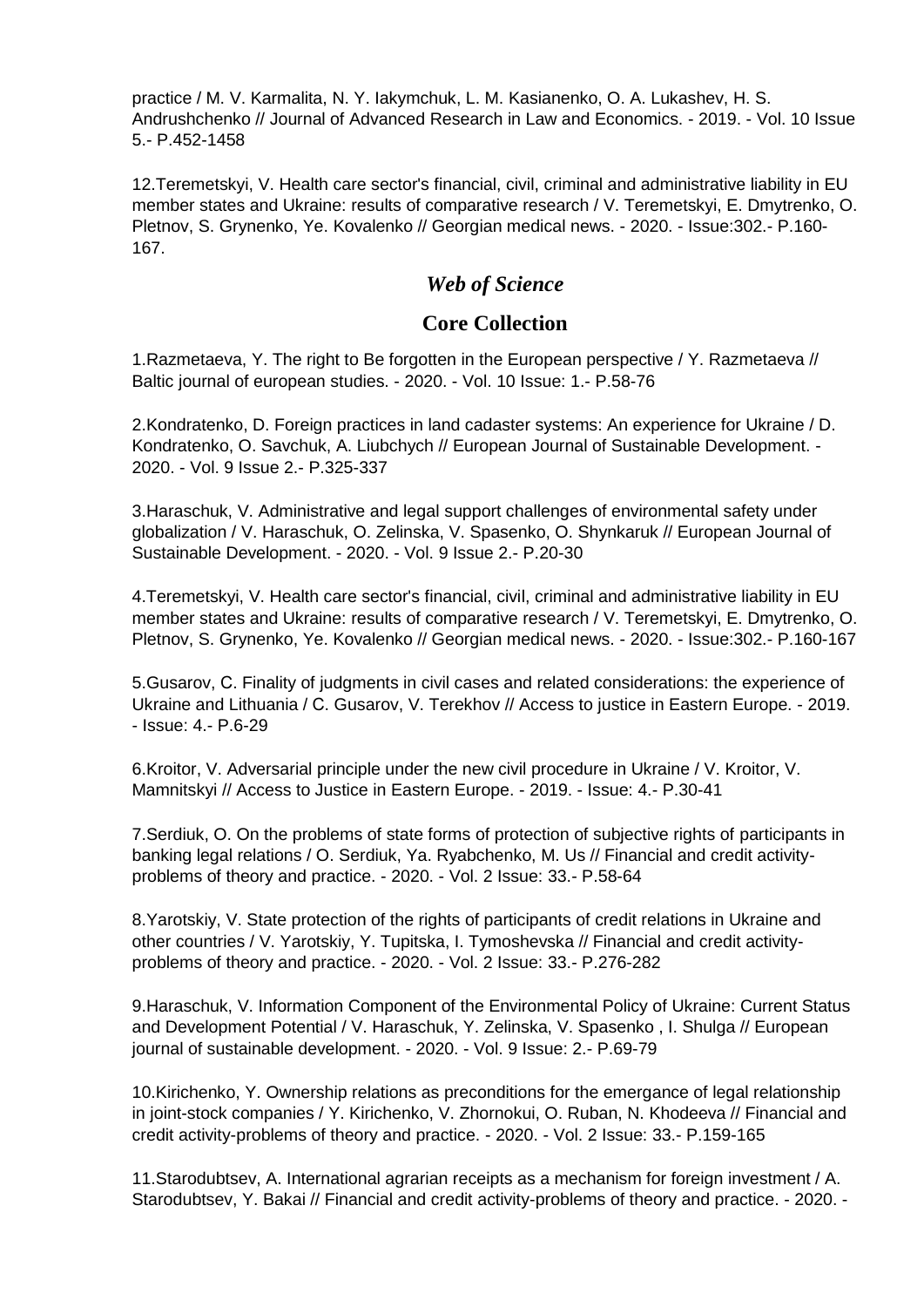practice / M. V. Karmalita, N. Y. Iakymchuk, L. M. Kasianenko, O. A. Lukashev, H. S. Andrushchenko // Journal of Advanced Research in Law and Economics. - 2019. - Vol. 10 Issue 5.- P.452-1458

12.Teremetskyi, V. Health care sector's financial, civil, criminal and administrative liability in EU member states and Ukraine: results of comparative research / V. Teremetskyi, E. Dmytrenko, O. Pletnov, S. Grynenko, Ye. Kovalenko // Georgian medical news. - 2020. - Issue:302.- P.160-167.

## *Web of Science*

## **Core Collection**

1.Razmetaeva, Y. The right to Be forgotten in the European perspective / Y. Razmetaeva // Baltic journal of european studies. - 2020. - Vol. 10 Issue: 1.- P.58-76

2.Kondratenko, D. Foreign practices in land cadaster systems: An experience for Ukraine / D. Kondratenko, O. Savchuk, A. Liubchych // European Journal of Sustainable Development. - 2020. - Vol. 9 Issue 2.- P.325-337

3.Haraschuk, V. Administrative and legal support challenges of environmental safety under globalization / V. Haraschuk, O. Zelinska, V. Spasenko, O. Shynkaruk // European Journal of Sustainable Development. - 2020. - Vol. 9 Issue 2.- P.20-30

4.Teremetskyi, V. Health care sector's financial, civil, criminal and administrative liability in EU member states and Ukraine: results of comparative research / V. Teremetskyi, E. Dmytrenko, O. Pletnov, S. Grynenko, Ye. Kovalenko // Georgian medical news. - 2020. - Issue:302.- P.160-167

5.Gusarov, C. Finality of judgments in civil cases and related considerations: the experience of Ukraine and Lithuania / C. Gusarov, V. Terekhov // Access to justice in Eastern Europe. - 2019. - Issue: 4.- P.6-29

6.Kroitor, V. Adversarial principle under the new civil procedure in Ukraine / V. Kroitor, V. Mamnitskyi // Access to Justice in Eastern Europe. - 2019. - Issue: 4.- P.30-41

7.Serdiuk, O. On the problems of state forms of protection of subjective rights of participants in banking legal relations / O. Serdiuk, Ya. Ryabchenko, M. Us // Financial and credit activity-problems of theory and practice. - 2020. - Vol. 2 Issue: 33.- P.58-64

8.Yarotskiy, V. State protection of the rights of participants of credit relations in Ukraine and other countries / V. Yarotskiy, Y. Tupitska, I. Tymoshevska // Financial and credit activity-problems of theory and practice. - 2020. - Vol. 2 Issue: 33.- P.276-282

9.Haraschuk, V. Information Component of the Environmental Policy of Ukraine: Current Status and Development Potential / V. Haraschuk, Y. Zelinska, V. Spasenko , I. Shulga // European journal of sustainable development. - 2020. - Vol. 9 Issue: 2.- P.69-79

10.Kirichenko, Y. Ownership relations as preconditions for the emergance of legal relationship in joint-stock companies / Y. Kirichenko, V. Zhornokui, O. Ruban, N. Khodeeva // Financial and credit activity-problems of theory and practice. - 2020. - Vol. 2 Issue: 33.- P.159-165

11.Starodubtsev, A. International agrarian receipts as a mechanism for foreign investment / A. Starodubtsev, Y. Bakai // Financial and credit activity-problems of theory and practice. - 2020. -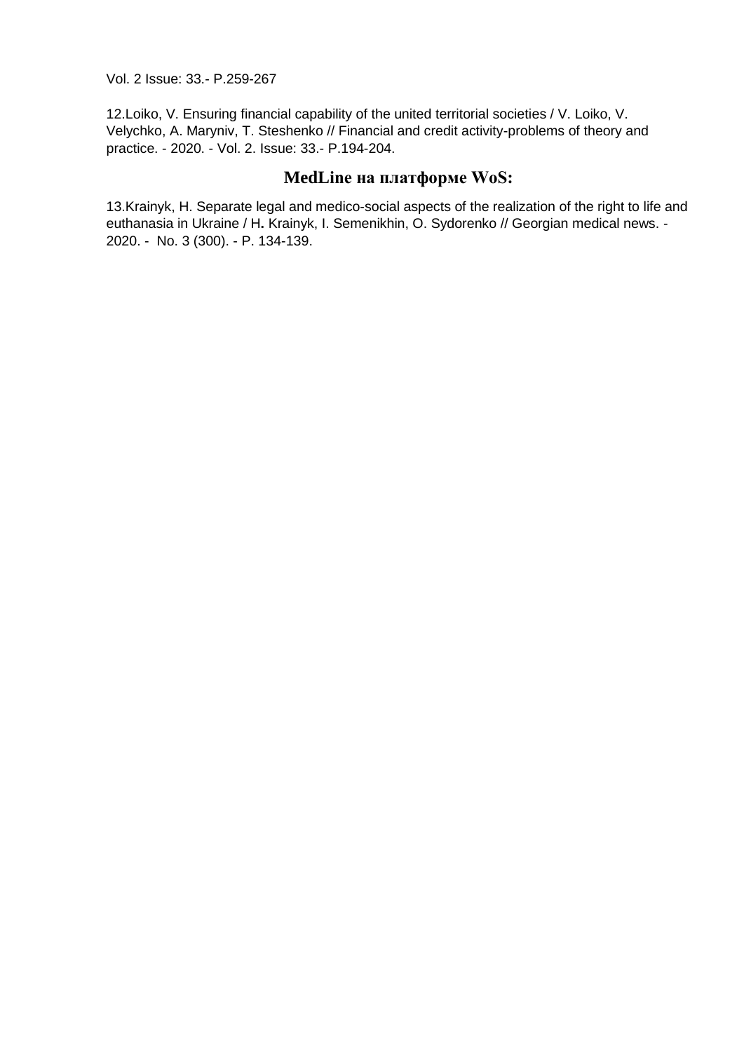Vol. 2 Issue: 33.- P.259-267

12.Loiko, V. Ensuring financial capability of the united territorial societies / V. Loiko, V. Velychko, A. Maryniv, T. Steshenko // Financial and credit activity-problems of theory and practice. - 2020. - Vol. 2. Issue: 33.- P.194-204.

## MedLine на платформе WoS:

13.Krainyk, H. Separate legal and medico-social aspects of the realization of the right to life and euthanasia in Ukraine / H**.** Krainyk, I. Semenikhin, O. Sydorenko // Georgian medical news. - 2020. - No. 3 (300). - P. 134-139.